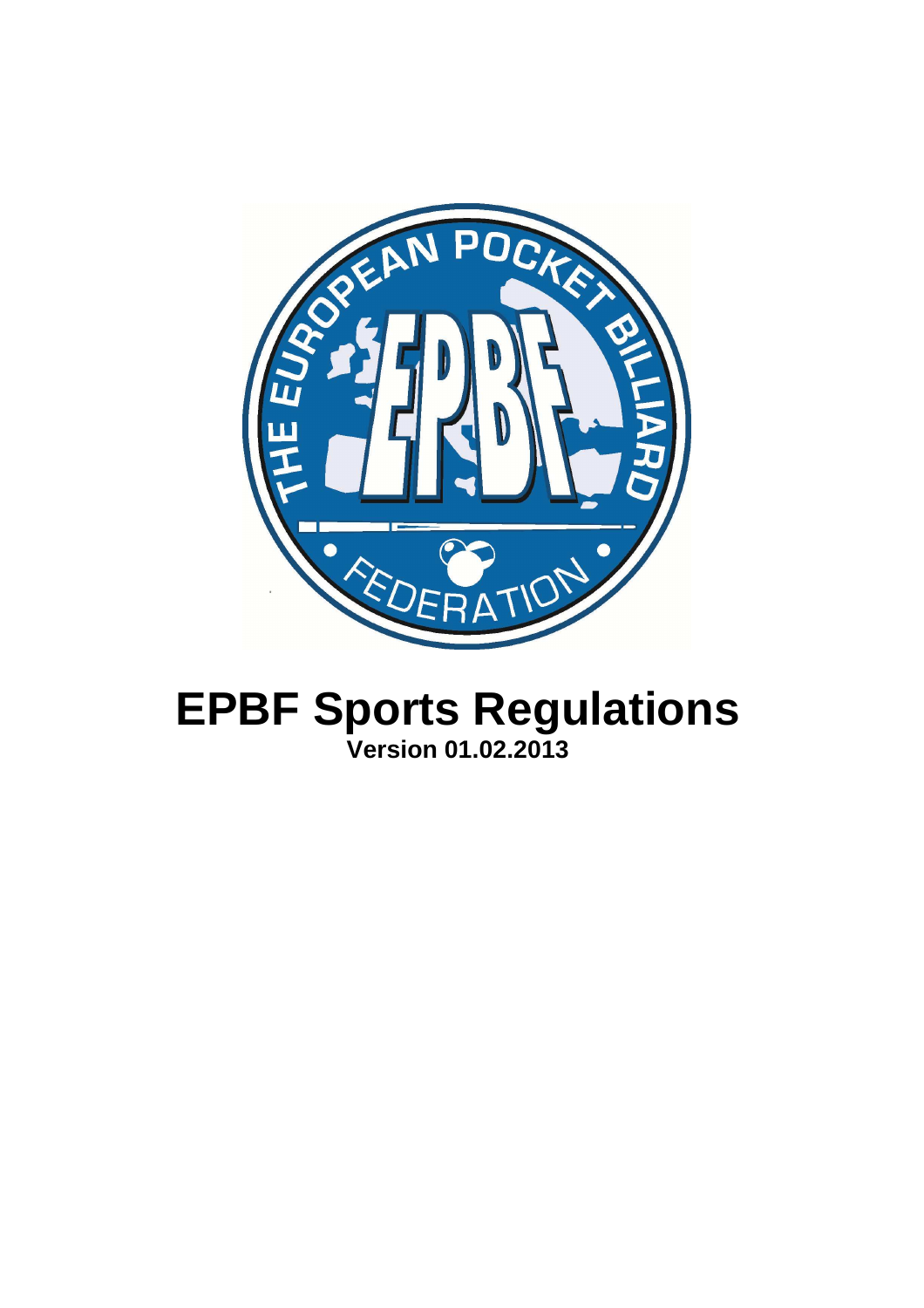# EPBF Sports Regulations

**Version 01.02.2013**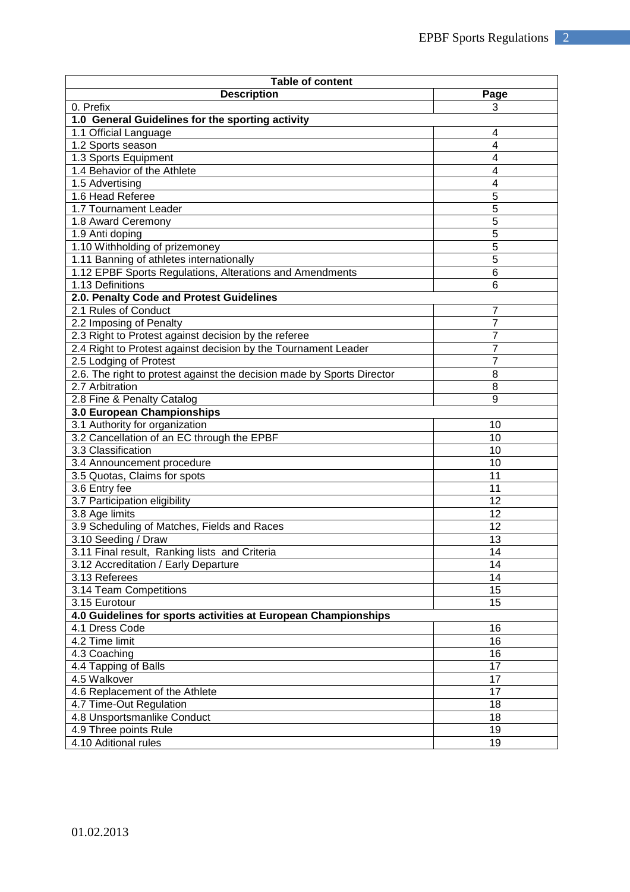| Table of content | |
|---|---|
| **Description** | **Page** |
| 0. Prefix | 3 |
| **1.0 General Guidelines for the sporting activity** | |
| 1.1 Official Language | 4 |
| 1.2 Sports season | 4 |
| 1.3 Sports Equipment | 4 |
| 1.4 Behavior of the Athlete | 4 |
| 1.5 Advertising | 4 |
| 1.6 Head Referee | 5 |
| 1.7 Tournament Leader | 5 |
| 1.8 Award Ceremony | 5 |
| 1.9 Anti doping | 5 |
| 1.10 Withholding of prizemoney | 5 |
| 1.11 Banning of athletes internationally | 5 |
| 1.12 EPBF Sports Regulations, Alterations and Amendments | 6 |
| 1.13 Definitions | 6 |
| **2.0. Penalty Code and Protest Guidelines** | |
| 2.1 Rules of Conduct | 7 |
| 2.2 Imposing of Penalty | 7 |
| 2.3 Right to Protest against decision by the referee | 7 |
| 2.4 Right to Protest against decision by the Tournament Leader | 7 |
| 2.5 Lodging of Protest | 7 |
| 2.6. The right to protest against the decision made by Sports Director | 8 |
| 2.7 Arbitration | 8 |
| 2.8 Fine & Penalty Catalog | 9 |
| **3.0 European Championships** | |
| 3.1 Authority for organization | 10 |
| 3.2 Cancellation of an EC through the EPBF | 10 |
| 3.3 Classification | 10 |
| 3.4 Announcement procedure | 10 |
| 3.5 Quotas, Claims for spots | 11 |
| 3.6 Entry fee | 11 |
| 3.7 Participation eligibility | 12 |
| 3.8 Age limits | 12 |
| 3.9 Scheduling of Matches, Fields and Races | 12 |
| 3.10 Seeding / Draw | 13 |
| 3.11 Final result, Ranking lists and Criteria | 14 |
| 3.12 Accreditation / Early Departure | 14 |
| 3.13 Referees | 14 |
| 3.14 Team Competitions | 15 |
| 3.15 Eurotour | 15 |
| **4.0 Guidelines for sports activities at European Championships** | |
| 4.1 Dress Code | 16 |
| 4.2 Time limit | 16 |
| 4.3 Coaching | 16 |
| 4.4 Tapping of Balls | 17 |
| 4.5 Walkover | 17 |
| 4.6 Replacement of the Athlete | 17 |
| 4.7 Time-Out Regulation | 18 |
| 4.8 Unsportsmanlike Conduct | 18 |
| 4.9 Three points Rule | 19 |
| 4.10 Aditional rules | 19 |

01.02.2013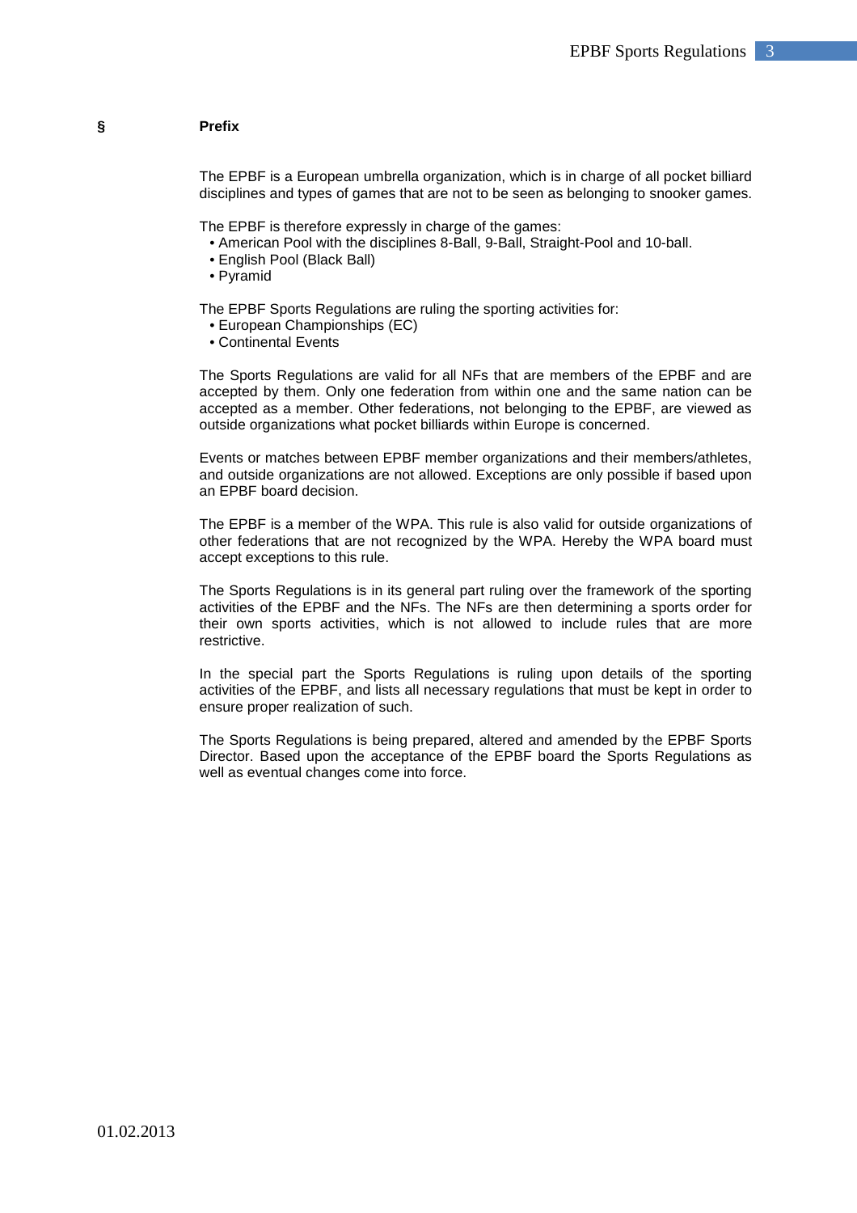## § Prefix

The EPBF is a European umbrella organization, which is in charge of all pocket billiard disciplines and types of games that are not to be seen as belonging to snooker games.

The EPBF is therefore expressly in charge of the games:

- American Pool with the disciplines 8-Ball, 9-Ball, Straight-Pool and 10-ball.
- English Pool (Black Ball)
- Pyramid

The EPBF Sports Regulations are ruling the sporting activities for:

- European Championships (EC)
- Continental Events

The Sports Regulations are valid for all NFs that are members of the EPBF and are accepted by them. Only one federation from within one and the same nation can be accepted as a member. Other federations, not belonging to the EPBF, are viewed as outside organizations what pocket billiards within Europe is concerned.

Events or matches between EPBF member organizations and their members/athletes, and outside organizations are not allowed. Exceptions are only possible if based upon an EPBF board decision.

The EPBF is a member of the WPA. This rule is also valid for outside organizations of other federations that are not recognized by the WPA. Hereby the WPA board must accept exceptions to this rule.

The Sports Regulations is in its general part ruling over the framework of the sporting activities of the EPBF and the NFs. The NFs are then determining a sports order for their own sports activities, which is not allowed to include rules that are more restrictive.

In the special part the Sports Regulations is ruling upon details of the sporting activities of the EPBF, and lists all necessary regulations that must be kept in order to ensure proper realization of such.

The Sports Regulations is being prepared, altered and amended by the EPBF Sports Director. Based upon the acceptance of the EPBF board the Sports Regulations as well as eventual changes come into force.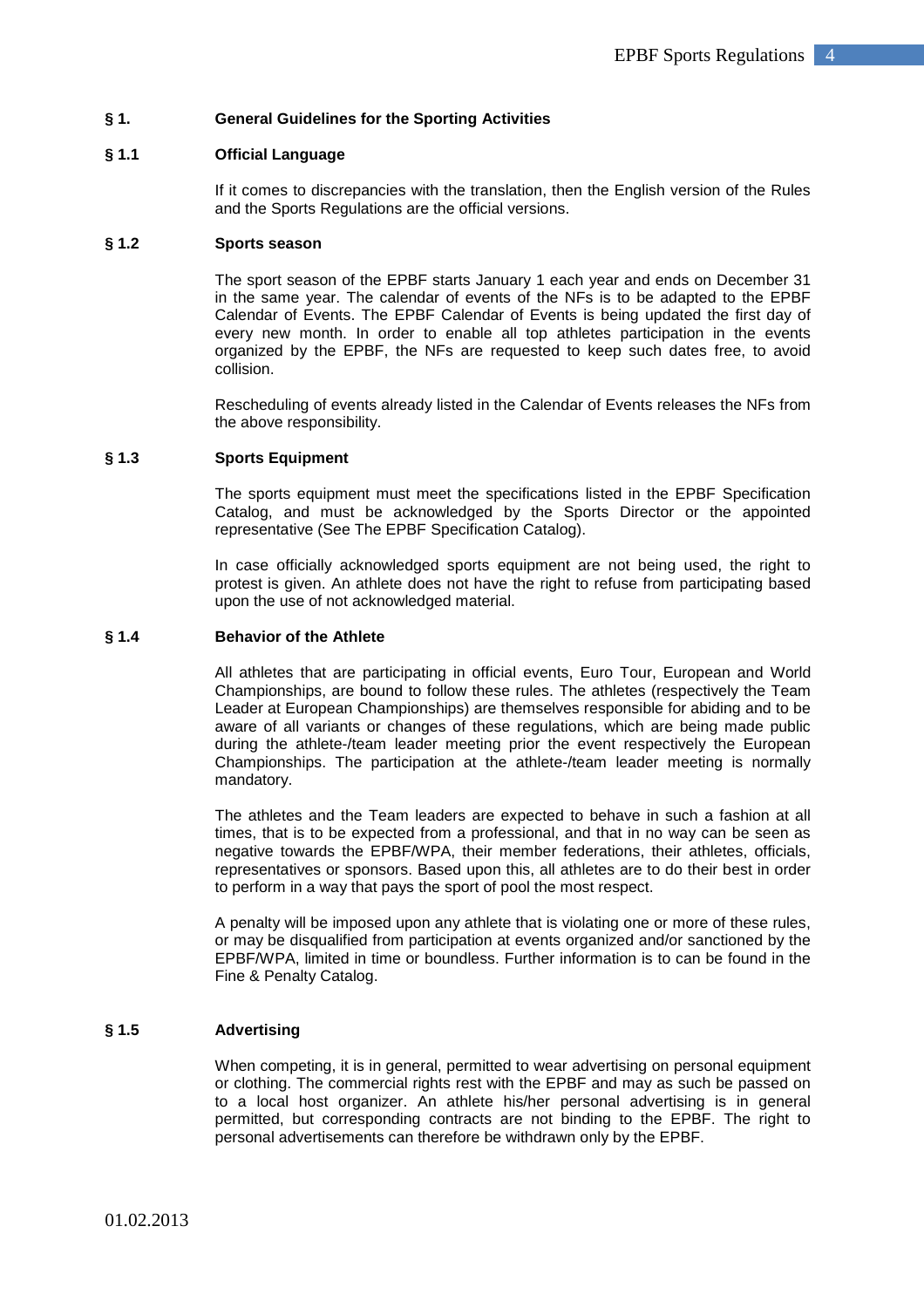## § 1. General Guidelines for the Sporting Activities

### § 1.1 Official Language

If it comes to discrepancies with the translation, then the English version of the Rules and the Sports Regulations are the official versions.

### § 1.2 Sports season

The sport season of the EPBF starts January 1 each year and ends on December 31 in the same year. The calendar of events of the NFs is to be adapted to the EPBF Calendar of Events. The EPBF Calendar of Events is being updated the first day of every new month. In order to enable all top athletes participation in the events organized by the EPBF, the NFs are requested to keep such dates free, to avoid collision.

Rescheduling of events already listed in the Calendar of Events releases the NFs from the above responsibility.

### § 1.3 Sports Equipment

The sports equipment must meet the specifications listed in the EPBF Specification Catalog, and must be acknowledged by the Sports Director or the appointed representative (See The EPBF Specification Catalog).

In case officially acknowledged sports equipment are not being used, the right to protest is given. An athlete does not have the right to refuse from participating based upon the use of not acknowledged material.

### § 1.4 Behavior of the Athlete

All athletes that are participating in official events, Euro Tour, European and World Championships, are bound to follow these rules. The athletes (respectively the Team Leader at European Championships) are themselves responsible for abiding and to be aware of all variants or changes of these regulations, which are being made public during the athlete-/team leader meeting prior the event respectively the European Championships. The participation at the athlete-/team leader meeting is normally mandatory.

The athletes and the Team leaders are expected to behave in such a fashion at all times, that is to be expected from a professional, and that in no way can be seen as negative towards the EPBF/WPA, their member federations, their athletes, officials, representatives or sponsors. Based upon this, all athletes are to do their best in order to perform in a way that pays the sport of pool the most respect.

A penalty will be imposed upon any athlete that is violating one or more of these rules, or may be disqualified from participation at events organized and/or sanctioned by the EPBF/WPA, limited in time or boundless. Further information is to can be found in the Fine & Penalty Catalog.

### § 1.5 Advertising

When competing, it is in general, permitted to wear advertising on personal equipment or clothing. The commercial rights rest with the EPBF and may as such be passed on to a local host organizer. An athlete his/her personal advertising is in general permitted, but corresponding contracts are not binding to the EPBF. The right to personal advertisements can therefore be withdrawn only by the EPBF.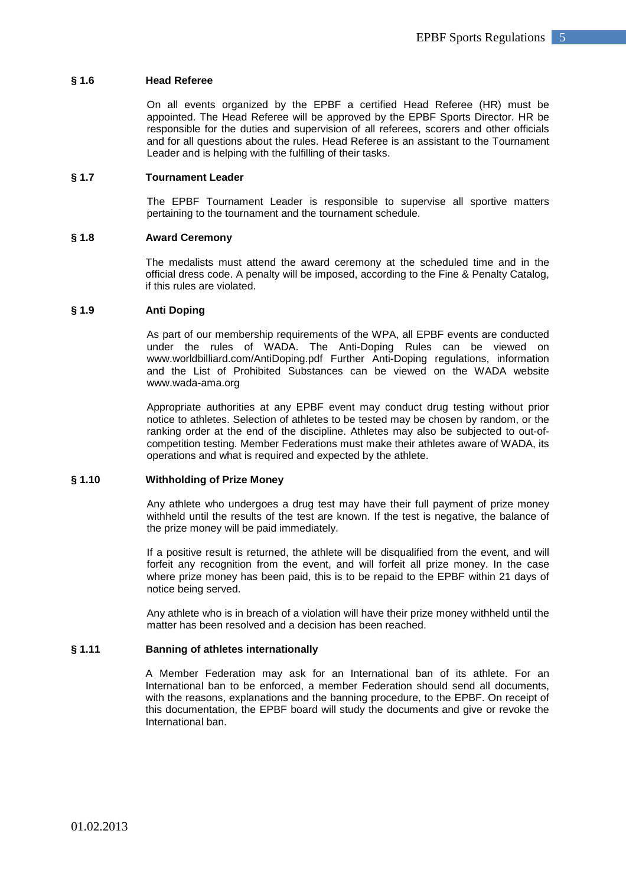### § 1.6 Head Referee

On all events organized by the EPBF a certified Head Referee (HR) must be appointed. The Head Referee will be approved by the EPBF Sports Director. HR be responsible for the duties and supervision of all referees, scorers and other officials and for all questions about the rules. Head Referee is an assistant to the Tournament Leader and is helping with the fulfilling of their tasks.

### § 1.7 Tournament Leader

The EPBF Tournament Leader is responsible to supervise all sportive matters pertaining to the tournament and the tournament schedule.

### § 1.8 Award Ceremony

The medalists must attend the award ceremony at the scheduled time and in the official dress code. A penalty will be imposed, according to the Fine & Penalty Catalog, if this rules are violated.

### § 1.9 Anti Doping

As part of our membership requirements of the WPA, all EPBF events are conducted under the rules of WADA. The Anti-Doping Rules can be viewed on www.worldbilliard.com/AntiDoping.pdf Further Anti-Doping regulations, information and the List of Prohibited Substances can be viewed on the WADA website www.wada-ama.org

Appropriate authorities at any EPBF event may conduct drug testing without prior notice to athletes. Selection of athletes to be tested may be chosen by random, or the ranking order at the end of the discipline. Athletes may also be subjected to out-of-competition testing. Member Federations must make their athletes aware of WADA, its operations and what is required and expected by the athlete.

### § 1.10 Withholding of Prize Money

Any athlete who undergoes a drug test may have their full payment of prize money withheld until the results of the test are known. If the test is negative, the balance of the prize money will be paid immediately.

If a positive result is returned, the athlete will be disqualified from the event, and will forfeit any recognition from the event, and will forfeit all prize money. In the case where prize money has been paid, this is to be repaid to the EPBF within 21 days of notice being served.

Any athlete who is in breach of a violation will have their prize money withheld until the matter has been resolved and a decision has been reached.

### § 1.11 Banning of athletes internationally

A Member Federation may ask for an International ban of its athlete. For an International ban to be enforced, a member Federation should send all documents, with the reasons, explanations and the banning procedure, to the EPBF. On receipt of this documentation, the EPBF board will study the documents and give or revoke the International ban.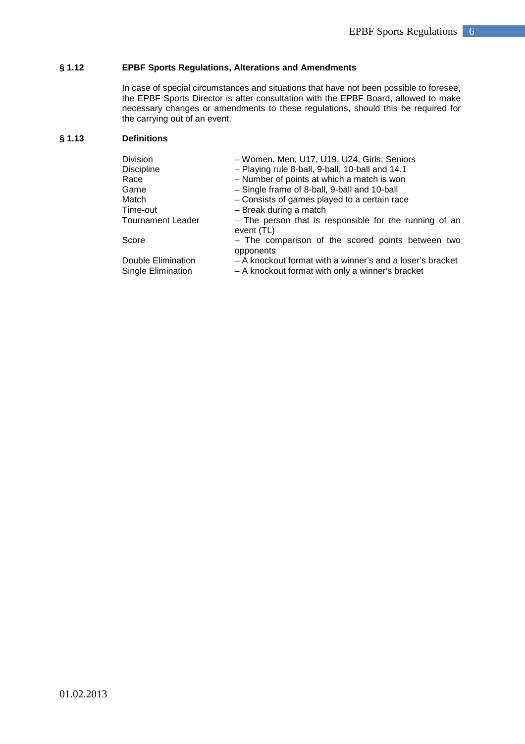### § 1.12 EPBF Sports Regulations, Alterations and Amendments

In case of special circumstances and situations that have not been possible to foresee, the EPBF Sports Director is after consultation with the EPBF Board, allowed to make necessary changes or amendments to these regulations, should this be required for the carrying out of an event.

### § 1.13 Definitions

| | |
|---|---|
| Division | – Women, Men, U17, U19, U24, Girls, Seniors |
| Discipline | – Playing rule 8-ball, 9-ball, 10-ball and 14.1 |
| Race | – Number of points at which a match is won |
| Game | – Single frame of 8-ball, 9-ball and 10-ball |
| Match | – Consists of games played to a certain race |
| Time-out | – Break during a match |
| Tournament Leader | – The person that is responsible for the running of an event (TL) |
| Score | – The comparison of the scored points between two opponents |
| Double Elimination | – A knockout format with a winner's and a loser's bracket |
| Single Elimination | – A knockout format with only a winner's bracket |

01.02.2013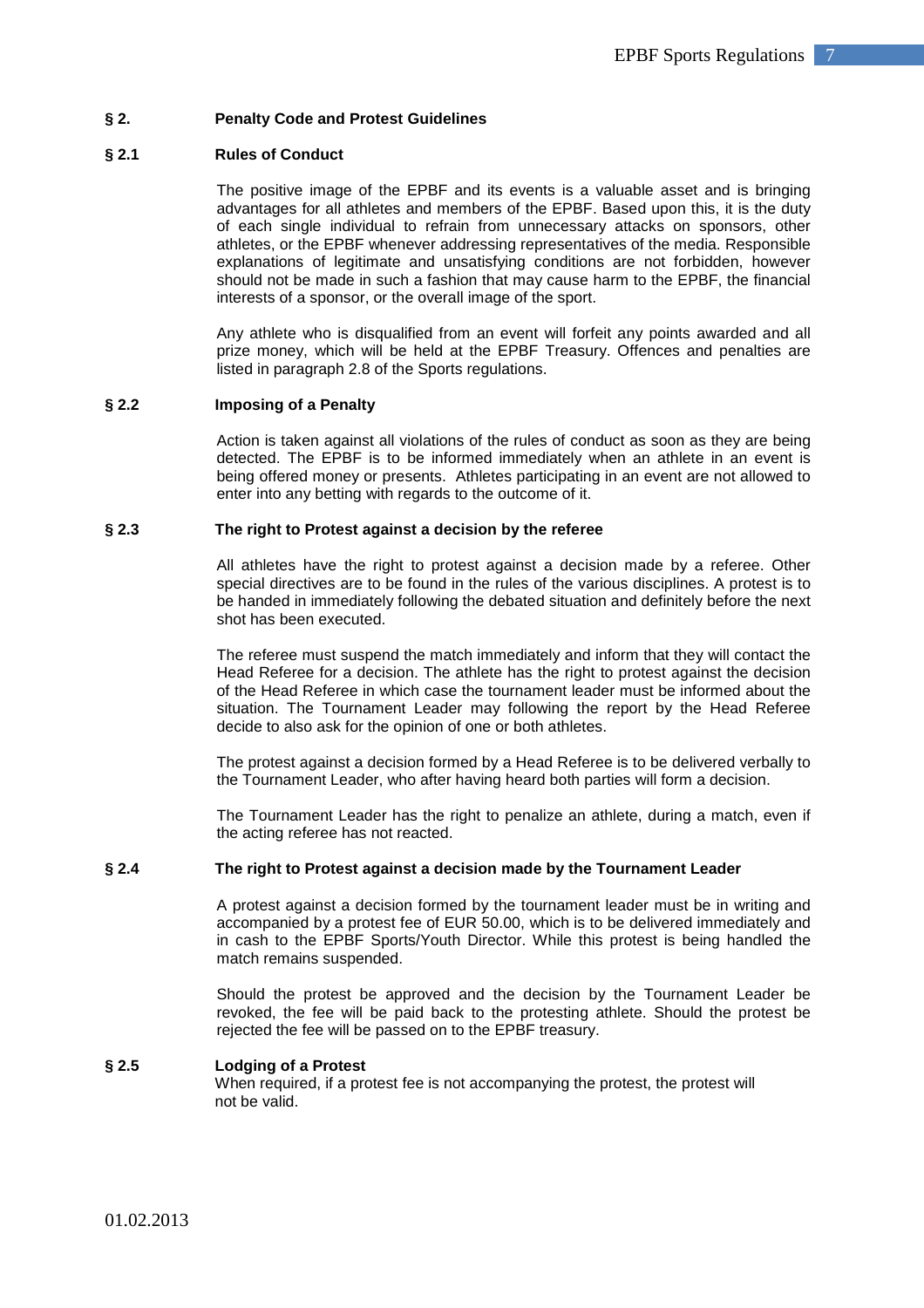## § 2. Penalty Code and Protest Guidelines

### § 2.1 Rules of Conduct

The positive image of the EPBF and its events is a valuable asset and is bringing advantages for all athletes and members of the EPBF. Based upon this, it is the duty of each single individual to refrain from unnecessary attacks on sponsors, other athletes, or the EPBF whenever addressing representatives of the media. Responsible explanations of legitimate and unsatisfying conditions are not forbidden, however should not be made in such a fashion that may cause harm to the EPBF, the financial interests of a sponsor, or the overall image of the sport.

Any athlete who is disqualified from an event will forfeit any points awarded and all prize money, which will be held at the EPBF Treasury. Offences and penalties are listed in paragraph 2.8 of the Sports regulations.

### § 2.2 Imposing of a Penalty

Action is taken against all violations of the rules of conduct as soon as they are being detected. The EPBF is to be informed immediately when an athlete in an event is being offered money or presents. Athletes participating in an event are not allowed to enter into any betting with regards to the outcome of it.

### § 2.3 The right to Protest against a decision by the referee

All athletes have the right to protest against a decision made by a referee. Other special directives are to be found in the rules of the various disciplines. A protest is to be handed in immediately following the debated situation and definitely before the next shot has been executed.

The referee must suspend the match immediately and inform that they will contact the Head Referee for a decision. The athlete has the right to protest against the decision of the Head Referee in which case the tournament leader must be informed about the situation. The Tournament Leader may following the report by the Head Referee decide to also ask for the opinion of one or both athletes.

The protest against a decision formed by a Head Referee is to be delivered verbally to the Tournament Leader, who after having heard both parties will form a decision.

The Tournament Leader has the right to penalize an athlete, during a match, even if the acting referee has not reacted.

### § 2.4 The right to Protest against a decision made by the Tournament Leader

A protest against a decision formed by the tournament leader must be in writing and accompanied by a protest fee of EUR 50.00, which is to be delivered immediately and in cash to the EPBF Sports/Youth Director. While this protest is being handled the match remains suspended.

Should the protest be approved and the decision by the Tournament Leader be revoked, the fee will be paid back to the protesting athlete. Should the protest be rejected the fee will be passed on to the EPBF treasury.

### § 2.5 Lodging of a Protest

When required, if a protest fee is not accompanying the protest, the protest will not be valid.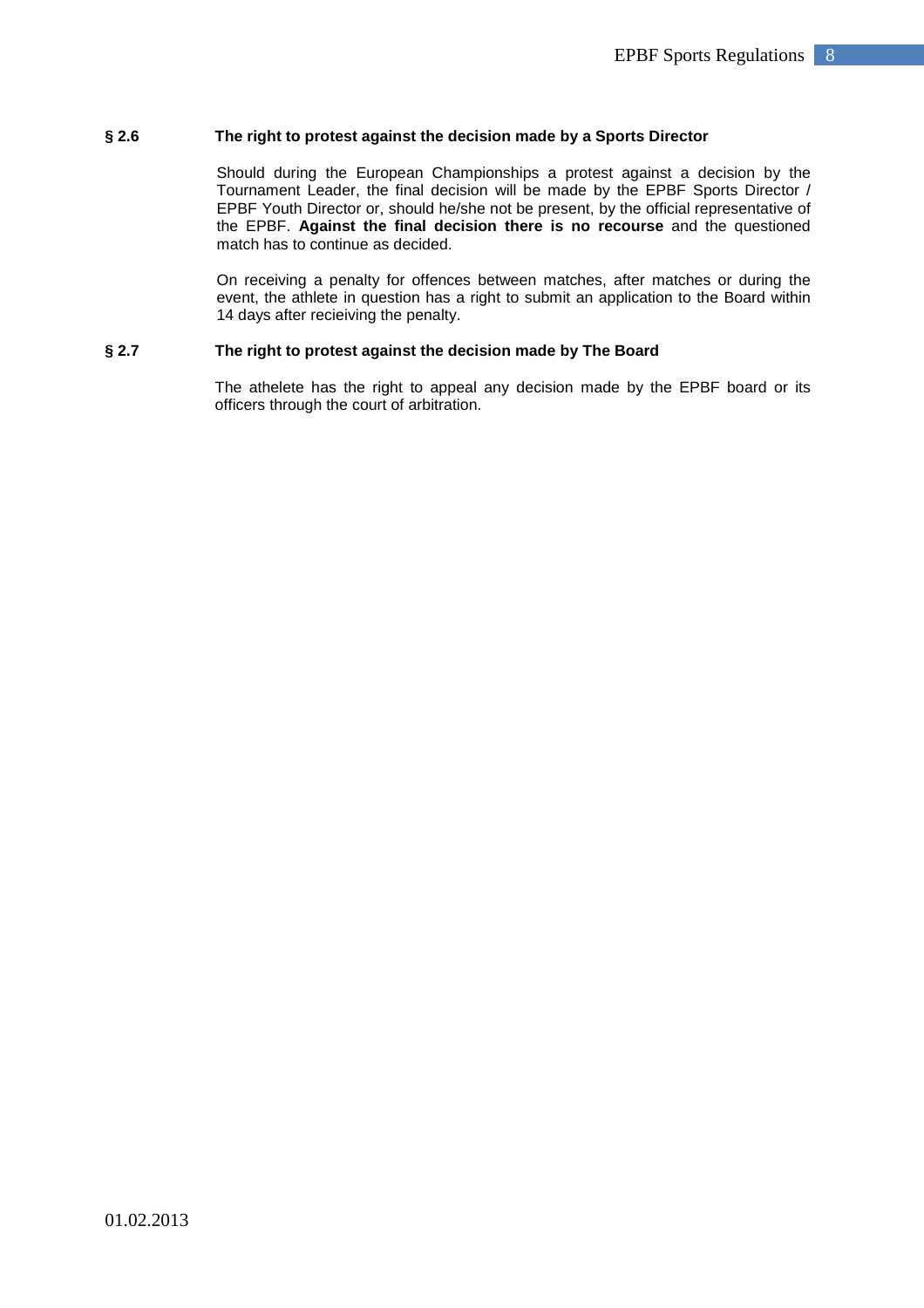### § 2.6 The right to protest against the decision made by a Sports Director

Should during the European Championships a protest against a decision by the Tournament Leader, the final decision will be made by the EPBF Sports Director / EPBF Youth Director or, should he/she not be present, by the official representative of the EPBF. **Against the final decision there is no recourse** and the questioned match has to continue as decided.

On receiving a penalty for offences between matches, after matches or during the event, the athlete in question has a right to submit an application to the Board within 14 days after recieiving the penalty.

### § 2.7 The right to protest against the decision made by The Board

The athelete has the right to appeal any decision made by the EPBF board or its officers through the court of arbitration.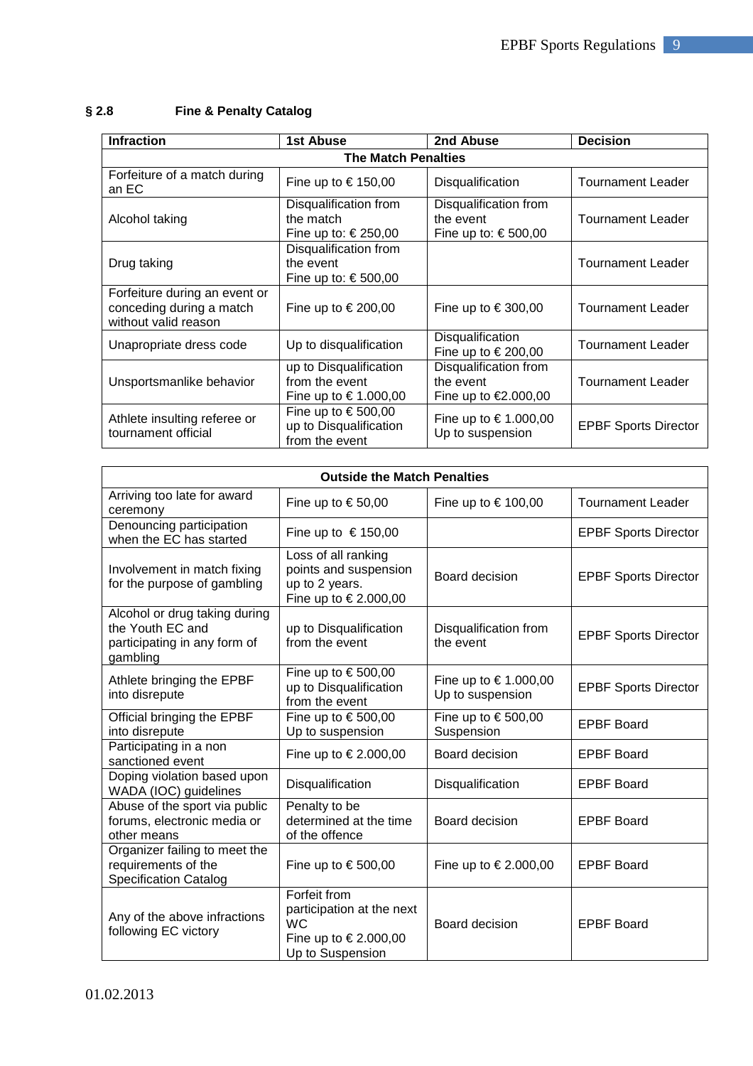## § 2.8 Fine & Penalty Catalog

| Infraction | 1st Abuse | 2nd Abuse | Decision |
|---|---|---|---|
| **The Match Penalties** | | | |
| Forfeiture of a match during an EC | Fine up to € 150,00 | Disqualification | Tournament Leader |
| Alcohol taking | Disqualification from the match Fine up to: € 250,00 | Disqualification from the event Fine up to: € 500,00 | Tournament Leader |
| Drug taking | Disqualification from the event Fine up to: € 500,00 | | Tournament Leader |
| Forfeiture during an event or conceding during a match without valid reason | Fine up to € 200,00 | Fine up to € 300,00 | Tournament Leader |
| Unapropriate dress code | Up to disqualification | Disqualification Fine up to € 200,00 | Tournament Leader |
| Unsportsmanlike behavior | up to Disqualification from the event Fine up to € 1.000,00 | Disqualification from the event Fine up to €2.000,00 | Tournament Leader |
| Athlete insulting referee or tournament official | Fine up to € 500,00 up to Disqualification from the event | Fine up to € 1.000,00 Up to suspension | EPBF Sports Director |

| Outside the Match Penalties | | | |
|---|---|---|---|
| Arriving too late for award ceremony | Fine up to € 50,00 | Fine up to € 100,00 | Tournament Leader |
| Denouncing participation when the EC has started | Fine up to € 150,00 | | EPBF Sports Director |
| Involvement in match fixing for the purpose of gambling | Loss of all ranking points and suspension up to 2 years. Fine up to € 2.000,00 | Board decision | EPBF Sports Director |
| Alcohol or drug taking during the Youth EC and participating in any form of gambling | up to Disqualification from the event | Disqualification from the event | EPBF Sports Director |
| Athlete bringing the EPBF into disrepute | Fine up to € 500,00 up to Disqualification from the event | Fine up to € 1.000,00 Up to suspension | EPBF Sports Director |
| Official bringing the EPBF into disrepute | Fine up to € 500,00 Up to suspension | Fine up to € 500,00 Suspension | EPBF Board |
| Participating in a non sanctioned event | Fine up to € 2.000,00 | Board decision | EPBF Board |
| Doping violation based upon WADA (IOC) guidelines | Disqualification | Disqualification | EPBF Board |
| Abuse of the sport via public forums, electronic media or other means | Penalty to be determined at the time of the offence | Board decision | EPBF Board |
| Organizer failing to meet the requirements of the Specification Catalog | Fine up to € 500,00 | Fine up to € 2.000,00 | EPBF Board |
| Any of the above infractions following EC victory | Forfeit from participation at the next WC Fine up to € 2.000,00 Up to Suspension | Board decision | EPBF Board |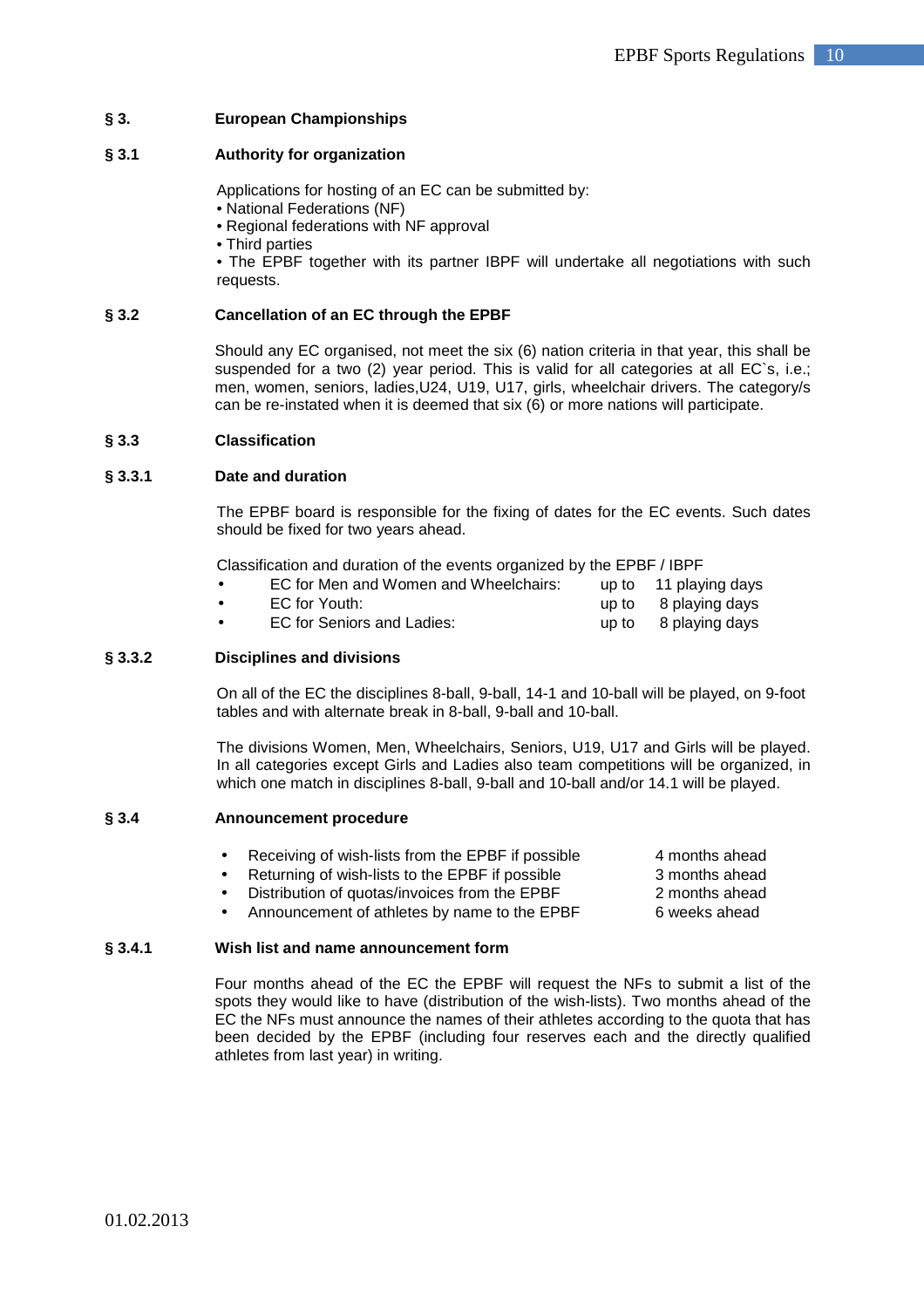## § 3. European Championships

### § 3.1 Authority for organization

Applications for hosting of an EC can be submitted by:
• National Federations (NF)
• Regional federations with NF approval
• Third parties
• The EPBF together with its partner IBPF will undertake all negotiations with such requests.

### § 3.2 Cancellation of an EC through the EPBF

Should any EC organised, not meet the six (6) nation criteria in that year, this shall be suspended for a two (2) year period. This is valid for all categories at all EC`s, i.e.; men, women, seniors, ladies,U24, U19, U17, girls, wheelchair drivers. The category/s can be re-instated when it is deemed that six (6) or more nations will participate.

### § 3.3 Classification

#### § 3.3.1 Date and duration

The EPBF board is responsible for the fixing of dates for the EC events. Such dates should be fixed for two years ahead.

Classification and duration of the events organized by the EPBF / IBPF

- EC for Men and Women and Wheelchairs: up to 11 playing days
- EC for Youth: up to 8 playing days
- EC for Seniors and Ladies: up to 8 playing days

#### § 3.3.2 Disciplines and divisions

On all of the EC the disciplines 8-ball, 9-ball, 14-1 and 10-ball will be played, on 9-foot tables and with alternate break in 8-ball, 9-ball and 10-ball.

The divisions Women, Men, Wheelchairs, Seniors, U19, U17 and Girls will be played. In all categories except Girls and Ladies also team competitions will be organized, in which one match in disciplines 8-ball, 9-ball and 10-ball and/or 14.1 will be played.

### § 3.4 Announcement procedure

- Receiving of wish-lists from the EPBF if possible — 4 months ahead
- Returning of wish-lists to the EPBF if possible — 3 months ahead
- Distribution of quotas/invoices from the EPBF — 2 months ahead
- Announcement of athletes by name to the EPBF — 6 weeks ahead

#### § 3.4.1 Wish list and name announcement form

Four months ahead of the EC the EPBF will request the NFs to submit a list of the spots they would like to have (distribution of the wish-lists). Two months ahead of the EC the NFs must announce the names of their athletes according to the quota that has been decided by the EPBF (including four reserves each and the directly qualified athletes from last year) in writing.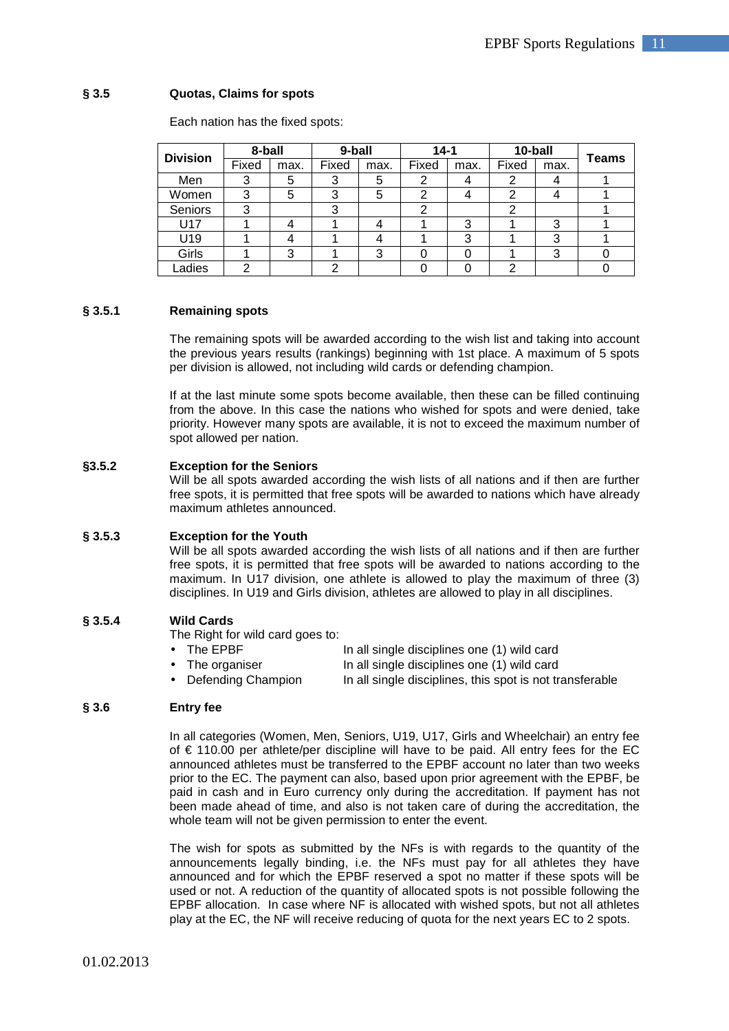### § 3.5 Quotas, Claims for spots

Each nation has the fixed spots:

| Division | 8-ball | | 9-ball | | 14-1 | | 10-ball | | Teams |
|---|---|---|---|---|---|---|---|---|---|
| | Fixed | max. | Fixed | max. | Fixed | max. | Fixed | max. | |
| Men | 3 | 5 | 3 | 5 | 2 | 4 | 2 | 4 | 1 |
| Women | 3 | 5 | 3 | 5 | 2 | 4 | 2 | 4 | 1 |
| Seniors | 3 | | 3 | | 2 | | 2 | | 1 |
| U17 | 1 | 4 | 1 | 4 | 1 | 3 | 1 | 3 | 1 |
| U19 | 1 | 4 | 1 | 4 | 1 | 3 | 1 | 3 | 1 |
| Girls | 1 | 3 | 1 | 3 | 0 | 0 | 1 | 3 | 0 |
| Ladies | 2 | | 2 | | 0 | 0 | 2 | | 0 |

### § 3.5.1 Remaining spots

The remaining spots will be awarded according to the wish list and taking into account the previous years results (rankings) beginning with 1st place. A maximum of 5 spots per division is allowed, not including wild cards or defending champion.

If at the last minute some spots become available, then these can be filled continuing from the above. In this case the nations who wished for spots and were denied, take priority. However many spots are available, it is not to exceed the maximum number of spot allowed per nation.

### §3.5.2 Exception for the Seniors

Will be all spots awarded according the wish lists of all nations and if then are further free spots, it is permitted that free spots will be awarded to nations which have already maximum athletes announced.

### § 3.5.3 Exception for the Youth

Will be all spots awarded according the wish lists of all nations and if then are further free spots, it is permitted that free spots will be awarded to nations according to the maximum. In U17 division, one athlete is allowed to play the maximum of three (3) disciplines. In U19 and Girls division, athletes are allowed to play in all disciplines.

### § 3.5.4 Wild Cards

The Right for wild card goes to:

- The EPBF — In all single disciplines one (1) wild card
- The organiser — In all single disciplines one (1) wild card
- Defending Champion — In all single disciplines, this spot is not transferable

### § 3.6 Entry fee

In all categories (Women, Men, Seniors, U19, U17, Girls and Wheelchair) an entry fee of € 110.00 per athlete/per discipline will have to be paid. All entry fees for the EC announced athletes must be transferred to the EPBF account no later than two weeks prior to the EC. The payment can also, based upon prior agreement with the EPBF, be paid in cash and in Euro currency only during the accreditation. If payment has not been made ahead of time, and also is not taken care of during the accreditation, the whole team will not be given permission to enter the event.

The wish for spots as submitted by the NFs is with regards to the quantity of the announcements legally binding, i.e. the NFs must pay for all athletes they have announced and for which the EPBF reserved a spot no matter if these spots will be used or not. A reduction of the quantity of allocated spots is not possible following the EPBF allocation. In case where NF is allocated with wished spots, but not all athletes play at the EC, the NF will receive reducing of quota for the next years EC to 2 spots.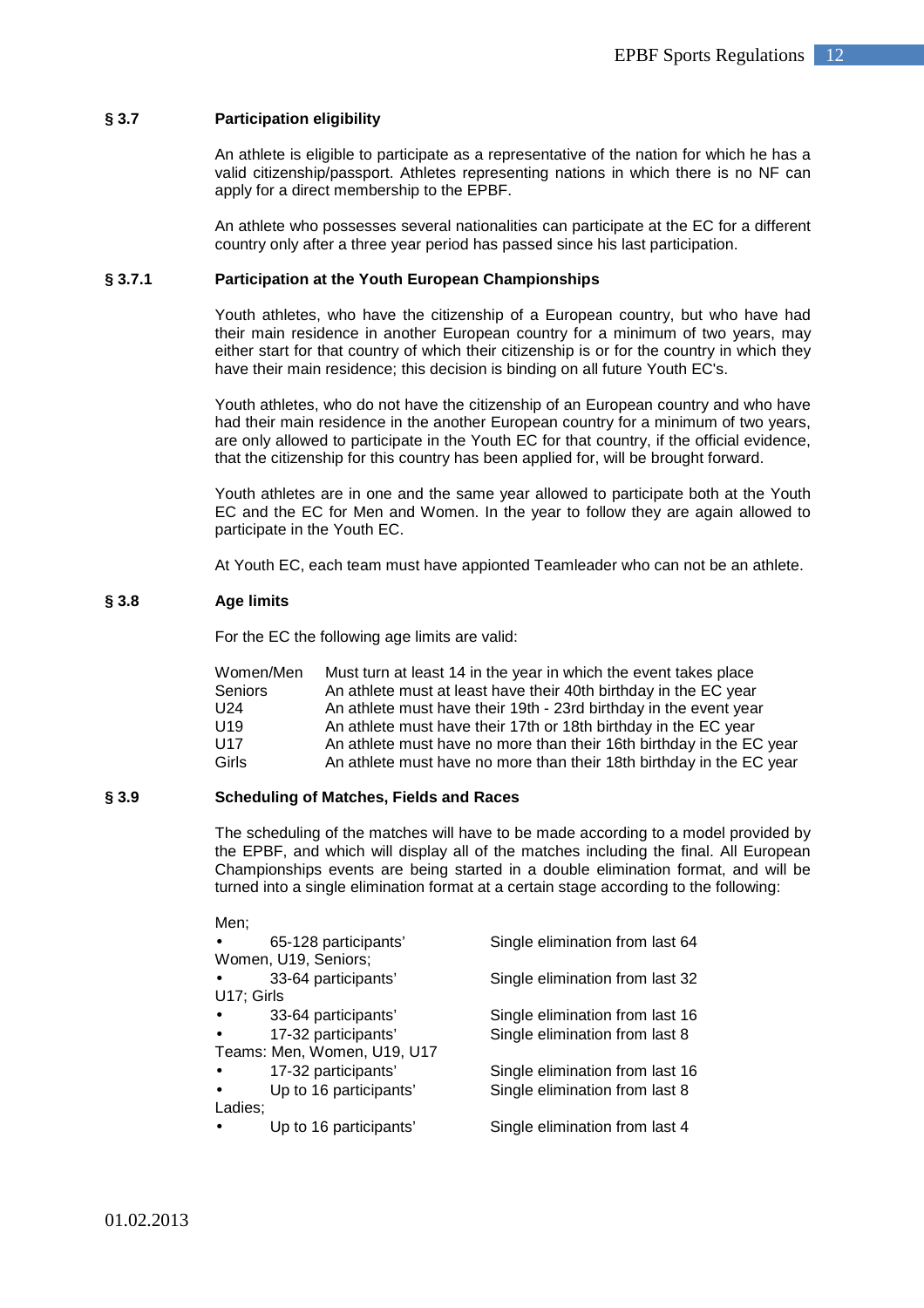## § 3.7 Participation eligibility

An athlete is eligible to participate as a representative of the nation for which he has a valid citizenship/passport. Athletes representing nations in which there is no NF can apply for a direct membership to the EPBF.

An athlete who possesses several nationalities can participate at the EC for a different country only after a three year period has passed since his last participation.

### § 3.7.1 Participation at the Youth European Championships

Youth athletes, who have the citizenship of a European country, but who have had their main residence in another European country for a minimum of two years, may either start for that country of which their citizenship is or for the country in which they have their main residence; this decision is binding on all future Youth EC's.

Youth athletes, who do not have the citizenship of an European country and who have had their main residence in the another European country for a minimum of two years, are only allowed to participate in the Youth EC for that country, if the official evidence, that the citizenship for this country has been applied for, will be brought forward.

Youth athletes are in one and the same year allowed to participate both at the Youth EC and the EC for Men and Women. In the year to follow they are again allowed to participate in the Youth EC.

At Youth EC, each team must have appionted Teamleader who can not be an athlete.

## § 3.8 Age limits

For the EC the following age limits are valid:

| | |
|---|---|
| Women/Men | Must turn at least 14 in the year in which the event takes place |
| Seniors | An athlete must at least have their 40th birthday in the EC year |
| U24 | An athlete must have their 19th - 23rd birthday in the event year |
| U19 | An athlete must have their 17th or 18th birthday in the EC year |
| U17 | An athlete must have no more than their 16th birthday in the EC year |
| Girls | An athlete must have no more than their 18th birthday in the EC year |

## § 3.9 Scheduling of Matches, Fields and Races

The scheduling of the matches will have to be made according to a model provided by the EPBF, and which will display all of the matches including the final. All European Championships events are being started in a double elimination format, and will be turned into a single elimination format at a certain stage according to the following:

Men;

- 65-128 participants' — Single elimination from last 64

Women, U19, Seniors;

- 33-64 participants' — Single elimination from last 32

U17; Girls

- 33-64 participants' — Single elimination from last 16
- 17-32 participants' — Single elimination from last 8

Teams: Men, Women, U19, U17

- 17-32 participants' — Single elimination from last 16
- Up to 16 participants' — Single elimination from last 8

Ladies;

- Up to 16 participants' — Single elimination from last 4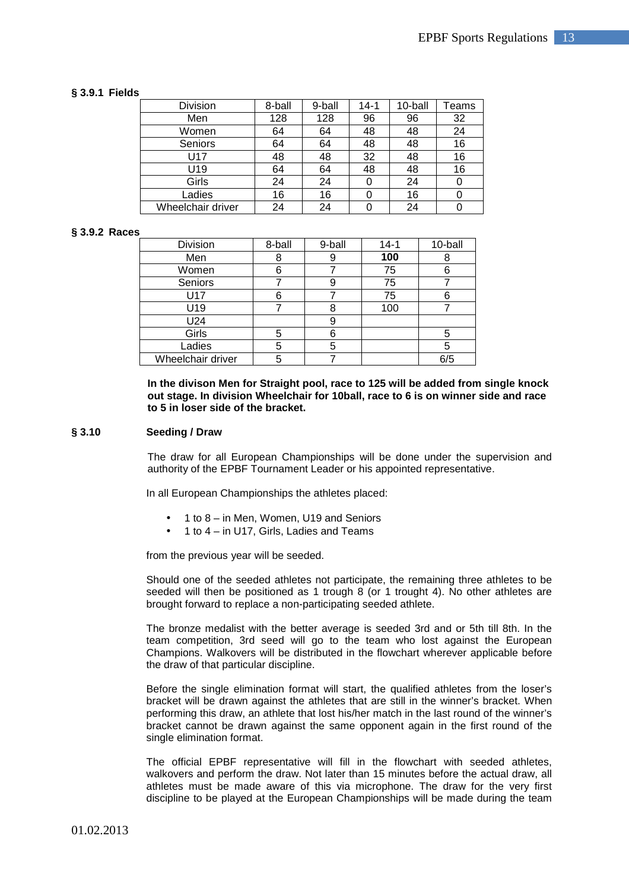#### § 3.9.1 Fields

| Division | 8-ball | 9-ball | 14-1 | 10-ball | Teams |
|---|---|---|---|---|---|
| Men | 128 | 128 | 96 | 96 | 32 |
| Women | 64 | 64 | 48 | 48 | 24 |
| Seniors | 64 | 64 | 48 | 48 | 16 |
| U17 | 48 | 48 | 32 | 48 | 16 |
| U19 | 64 | 64 | 48 | 48 | 16 |
| Girls | 24 | 24 | 0 | 24 | 0 |
| Ladies | 16 | 16 | 0 | 16 | 0 |
| Wheelchair driver | 24 | 24 | 0 | 24 | 0 |

#### § 3.9.2 Races

| Division | 8-ball | 9-ball | 14-1 | 10-ball |
|---|---|---|---|---|
| Men | 8 | 9 | **100** | 8 |
| Women | 6 | 7 | 75 | 6 |
| Seniors | 7 | 9 | 75 | 7 |
| U17 | 6 | 7 | 75 | 6 |
| U19 | 7 | 8 | 100 | 7 |
| U24 | | 9 | | |
| Girls | 5 | 6 | | 5 |
| Ladies | 5 | 5 | | 5 |
| Wheelchair driver | 5 | 7 | | 6/5 |

**In the divison Men for Straight pool, race to 125 will be added from single knock out stage. In division Wheelchair for 10ball, race to 6 is on winner side and race to 5 in loser side of the bracket.**

### § 3.10 Seeding / Draw

The draw for all European Championships will be done under the supervision and authority of the EPBF Tournament Leader or his appointed representative.

In all European Championships the athletes placed:

- 1 to 8 – in Men, Women, U19 and Seniors
- 1 to 4 – in U17, Girls, Ladies and Teams

from the previous year will be seeded.

Should one of the seeded athletes not participate, the remaining three athletes to be seeded will then be positioned as 1 trough 8 (or 1 trought 4). No other athletes are brought forward to replace a non-participating seeded athlete.

The bronze medalist with the better average is seeded 3rd and or 5th till 8th. In the team competition, 3rd seed will go to the team who lost against the European Champions. Walkovers will be distributed in the flowchart wherever applicable before the draw of that particular discipline.

Before the single elimination format will start, the qualified athletes from the loser's bracket will be drawn against the athletes that are still in the winner's bracket. When performing this draw, an athlete that lost his/her match in the last round of the winner's bracket cannot be drawn against the same opponent again in the first round of the single elimination format.

The official EPBF representative will fill in the flowchart with seeded athletes, walkovers and perform the draw. Not later than 15 minutes before the actual draw, all athletes must be made aware of this via microphone. The draw for the very first discipline to be played at the European Championships will be made during the team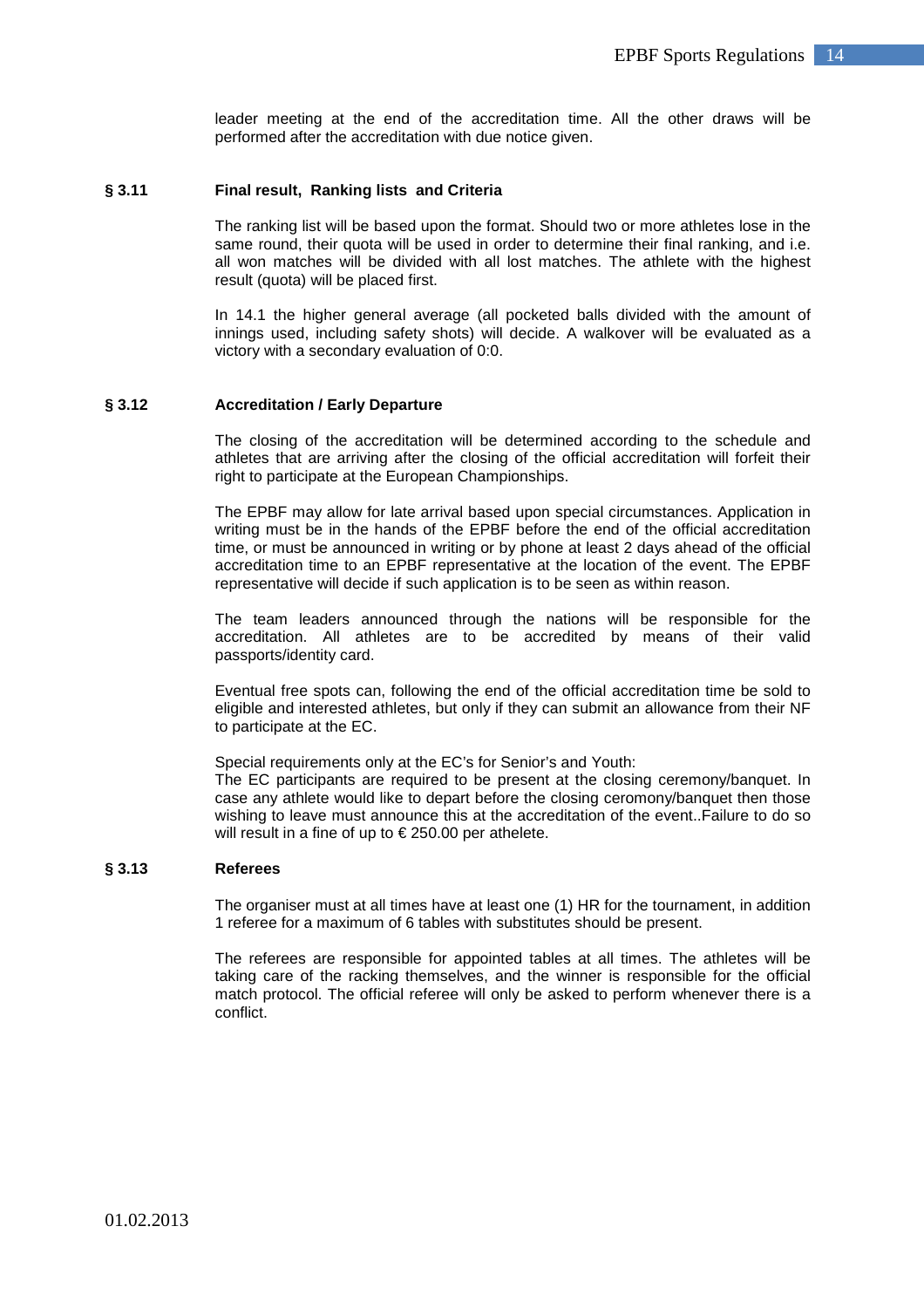leader meeting at the end of the accreditation time. All the other draws will be performed after the accreditation with due notice given.

### § 3.11 Final result, Ranking lists and Criteria

The ranking list will be based upon the format. Should two or more athletes lose in the same round, their quota will be used in order to determine their final ranking, and i.e. all won matches will be divided with all lost matches. The athlete with the highest result (quota) will be placed first.

In 14.1 the higher general average (all pocketed balls divided with the amount of innings used, including safety shots) will decide. A walkover will be evaluated as a victory with a secondary evaluation of 0:0.

### § 3.12 Accreditation / Early Departure

The closing of the accreditation will be determined according to the schedule and athletes that are arriving after the closing of the official accreditation will forfeit their right to participate at the European Championships.

The EPBF may allow for late arrival based upon special circumstances. Application in writing must be in the hands of the EPBF before the end of the official accreditation time, or must be announced in writing or by phone at least 2 days ahead of the official accreditation time to an EPBF representative at the location of the event. The EPBF representative will decide if such application is to be seen as within reason.

The team leaders announced through the nations will be responsible for the accreditation. All athletes are to be accredited by means of their valid passports/identity card.

Eventual free spots can, following the end of the official accreditation time be sold to eligible and interested athletes, but only if they can submit an allowance from their NF to participate at the EC.

Special requirements only at the EC's for Senior's and Youth:
The EC participants are required to be present at the closing ceromony/banquet. In case any athlete would like to depart before the closing ceromony/banquet then those wishing to leave must announce this at the accreditation of the event..Failure to do so will result in a fine of up to € 250.00 per athelete.

### § 3.13 Referees

The organiser must at all times have at least one (1) HR for the tournament, in addition 1 referee for a maximum of 6 tables with substitutes should be present.

The referees are responsible for appointed tables at all times. The athletes will be taking care of the racking themselves, and the winner is responsible for the official match protocol. The official referee will only be asked to perform whenever there is a conflict.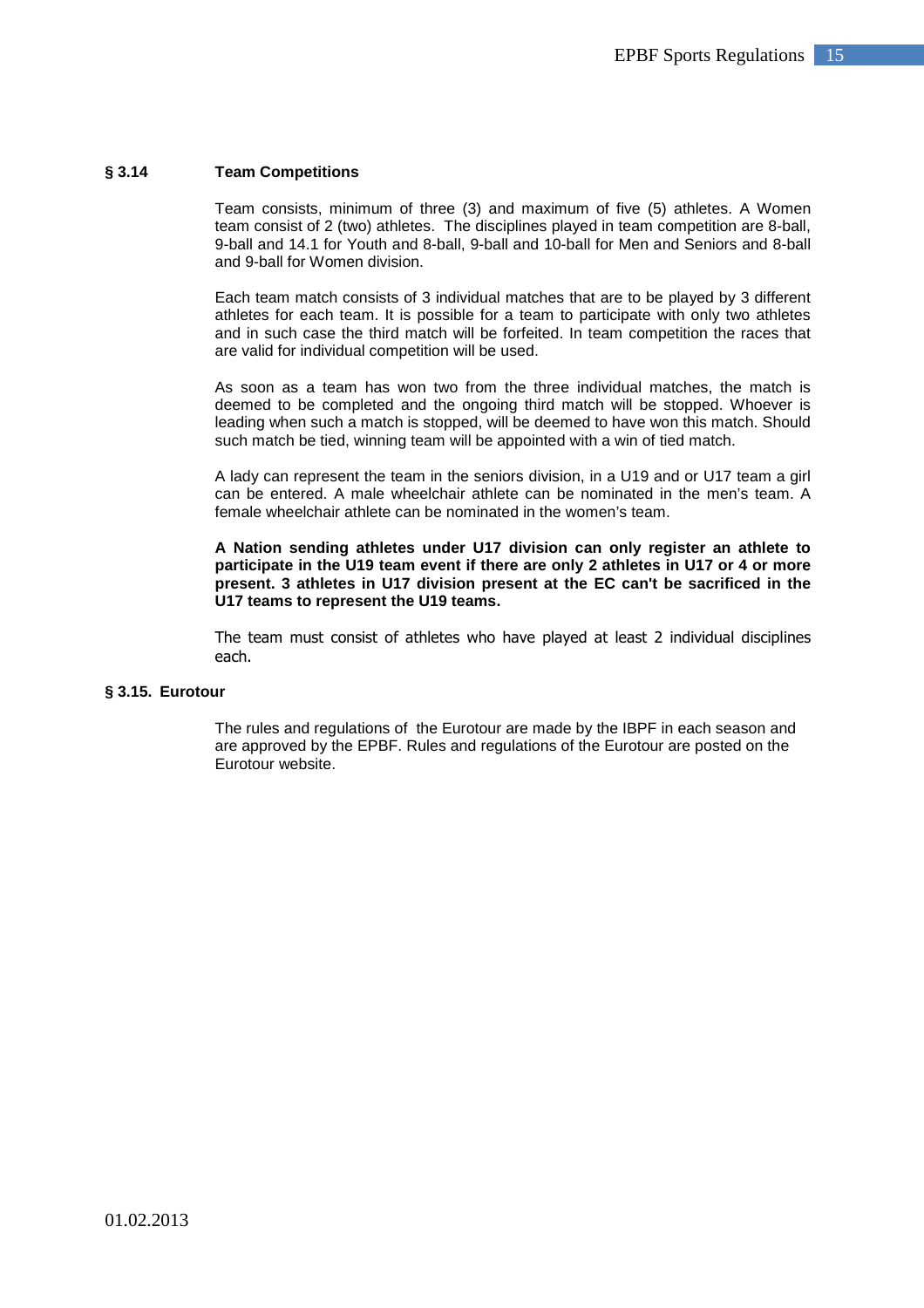### § 3.14 Team Competitions

Team consists, minimum of three (3) and maximum of five (5) athletes. A Women team consist of 2 (two) athletes. The disciplines played in team competition are 8-ball, 9-ball and 14.1 for Youth and 8-ball, 9-ball and 10-ball for Men and Seniors and 8-ball and 9-ball for Women division.

Each team match consists of 3 individual matches that are to be played by 3 different athletes for each team. It is possible for a team to participate with only two athletes and in such case the third match will be forfeited. In team competition the races that are valid for individual competition will be used.

As soon as a team has won two from the three individual matches, the match is deemed to be completed and the ongoing third match will be stopped. Whoever is leading when such a match is stopped, will be deemed to have won this match. Should such match be tied, winning team will be appointed with a win of tied match.

A lady can represent the team in the seniors division, in a U19 and or U17 team a girl can be entered. A male wheelchair athlete can be nominated in the men's team. A female wheelchair athlete can be nominated in the women's team.

**A Nation sending athletes under U17 division can only register an athlete to participate in the U19 team event if there are only 2 athletes in U17 or 4 or more present. 3 athletes in U17 division present at the EC can't be sacrificed in the U17 teams to represent the U19 teams.**

The team must consist of athletes who have played at least 2 individual disciplines each.

### § 3.15. Eurotour

The rules and regulations of the Eurotour are made by the IBPF in each season and are approved by the EPBF. Rules and regulations of the Eurotour are posted on the Eurotour website.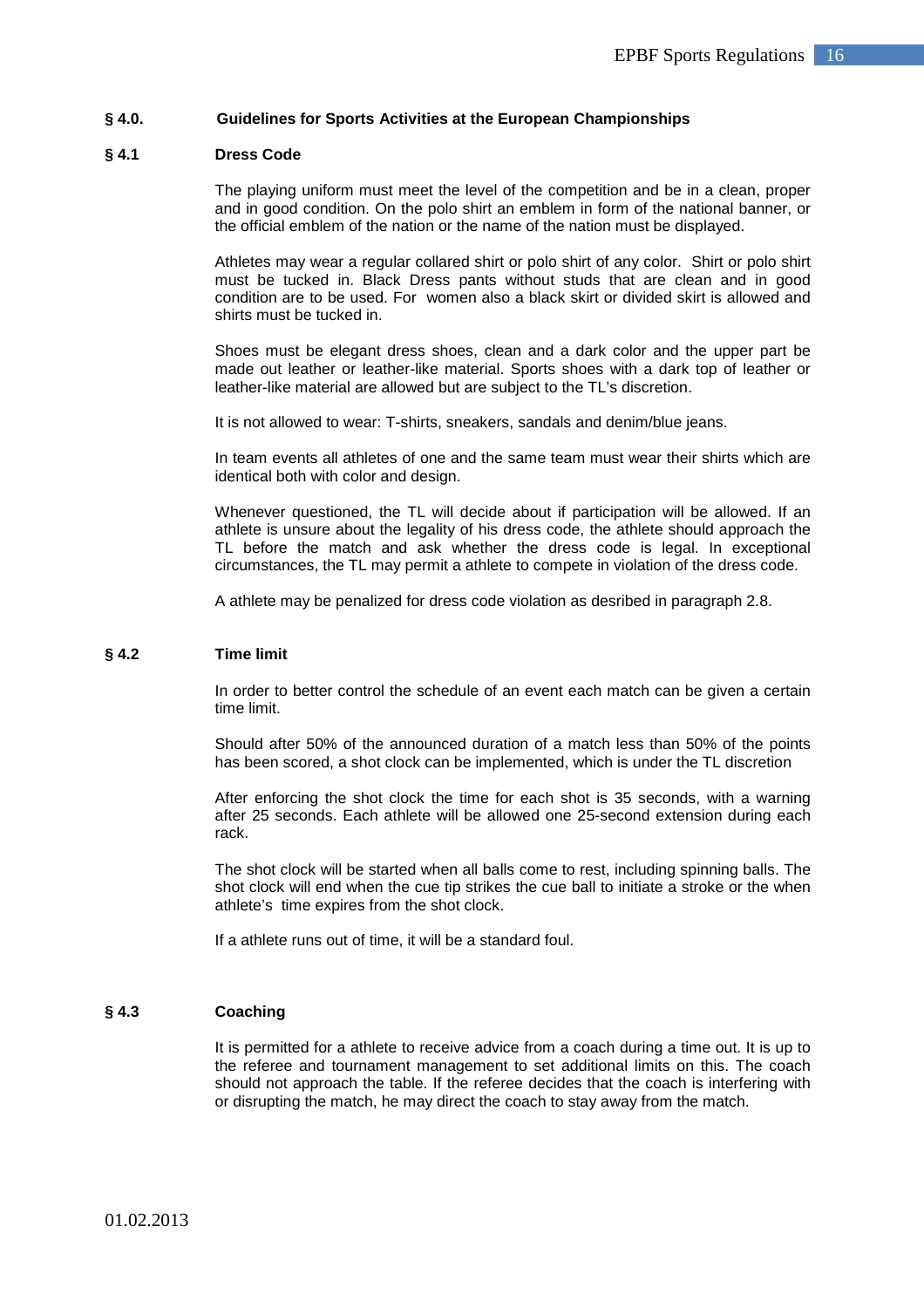## § 4.0. Guidelines for Sports Activities at the European Championships

### § 4.1 Dress Code

The playing uniform must meet the level of the competition and be in a clean, proper and in good condition. On the polo shirt an emblem in form of the national banner, or the official emblem of the nation or the name of the nation must be displayed.

Athletes may wear a regular collared shirt or polo shirt of any color. Shirt or polo shirt must be tucked in. Black Dress pants without studs that are clean and in good condition are to be used. For women also a black skirt or divided skirt is allowed and shirts must be tucked in.

Shoes must be elegant dress shoes, clean and a dark color and the upper part be made out leather or leather-like material. Sports shoes with a dark top of leather or leather-like material are allowed but are subject to the TL's discretion.

It is not allowed to wear: T-shirts, sneakers, sandals and denim/blue jeans.

In team events all athletes of one and the same team must wear their shirts which are identical both with color and design.

Whenever questioned, the TL will decide about if participation will be allowed. If an athlete is unsure about the legality of his dress code, the athlete should approach the TL before the match and ask whether the dress code is legal. In exceptional circumstances, the TL may permit a athlete to compete in violation of the dress code.

A athlete may be penalized for dress code violation as desribed in paragraph 2.8.

### § 4.2 Time limit

In order to better control the schedule of an event each match can be given a certain time limit.

Should after 50% of the announced duration of a match less than 50% of the points has been scored, a shot clock can be implemented, which is under the TL discretion

After enforcing the shot clock the time for each shot is 35 seconds, with a warning after 25 seconds. Each athlete will be allowed one 25-second extension during each rack.

The shot clock will be started when all balls come to rest, including spinning balls. The shot clock will end when the cue tip strikes the cue ball to initiate a stroke or the when athlete's time expires from the shot clock.

If a athlete runs out of time, it will be a standard foul.

### § 4.3 Coaching

It is permitted for a athlete to receive advice from a coach during a time out. It is up to the referee and tournament management to set additional limits on this. The coach should not approach the table. If the referee decides that the coach is interfering with or disrupting the match, he may direct the coach to stay away from the match.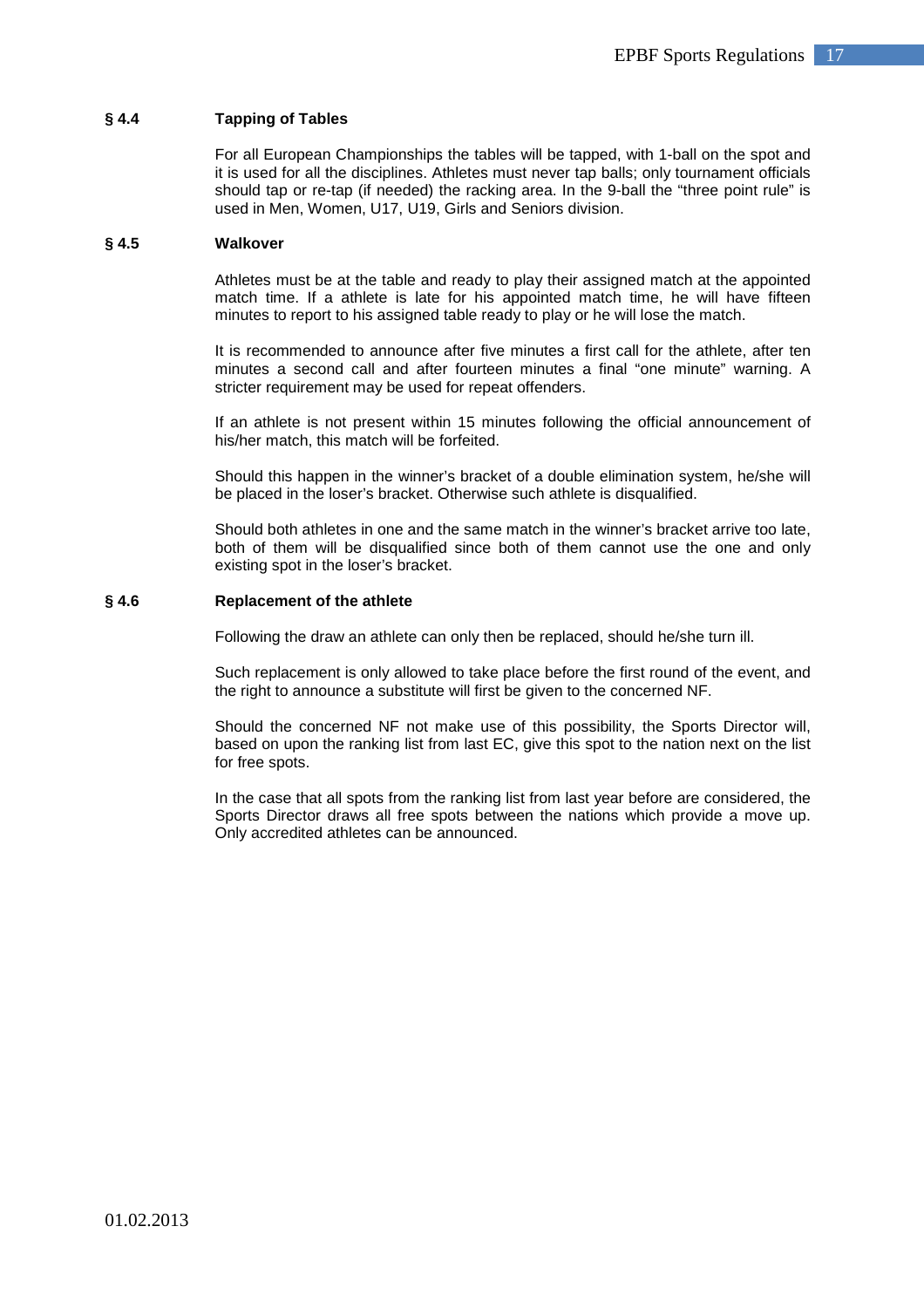### § 4.4 Tapping of Tables

For all European Championships the tables will be tapped, with 1-ball on the spot and it is used for all the disciplines. Athletes must never tap balls; only tournament officials should tap or re-tap (if needed) the racking area. In the 9-ball the "three point rule" is used in Men, Women, U17, U19, Girls and Seniors division.

### § 4.5 Walkover

Athletes must be at the table and ready to play their assigned match at the appointed match time. If a athlete is late for his appointed match time, he will have fifteen minutes to report to his assigned table ready to play or he will lose the match.

It is recommended to announce after five minutes a first call for the athlete, after ten minutes a second call and after fourteen minutes a final "one minute" warning. A stricter requirement may be used for repeat offenders.

If an athlete is not present within 15 minutes following the official announcement of his/her match, this match will be forfeited.

Should this happen in the winner's bracket of a double elimination system, he/she will be placed in the loser's bracket. Otherwise such athlete is disqualified.

Should both athletes in one and the same match in the winner's bracket arrive too late, both of them will be disqualified since both of them cannot use the one and only existing spot in the loser's bracket.

### § 4.6 Replacement of the athlete

Following the draw an athlete can only then be replaced, should he/she turn ill.

Such replacement is only allowed to take place before the first round of the event, and the right to announce a substitute will first be given to the concerned NF.

Should the concerned NF not make use of this possibility, the Sports Director will, based on upon the ranking list from last EC, give this spot to the nation next on the list for free spots.

In the case that all spots from the ranking list from last year before are considered, the Sports Director draws all free spots between the nations which provide a move up. Only accredited athletes can be announced.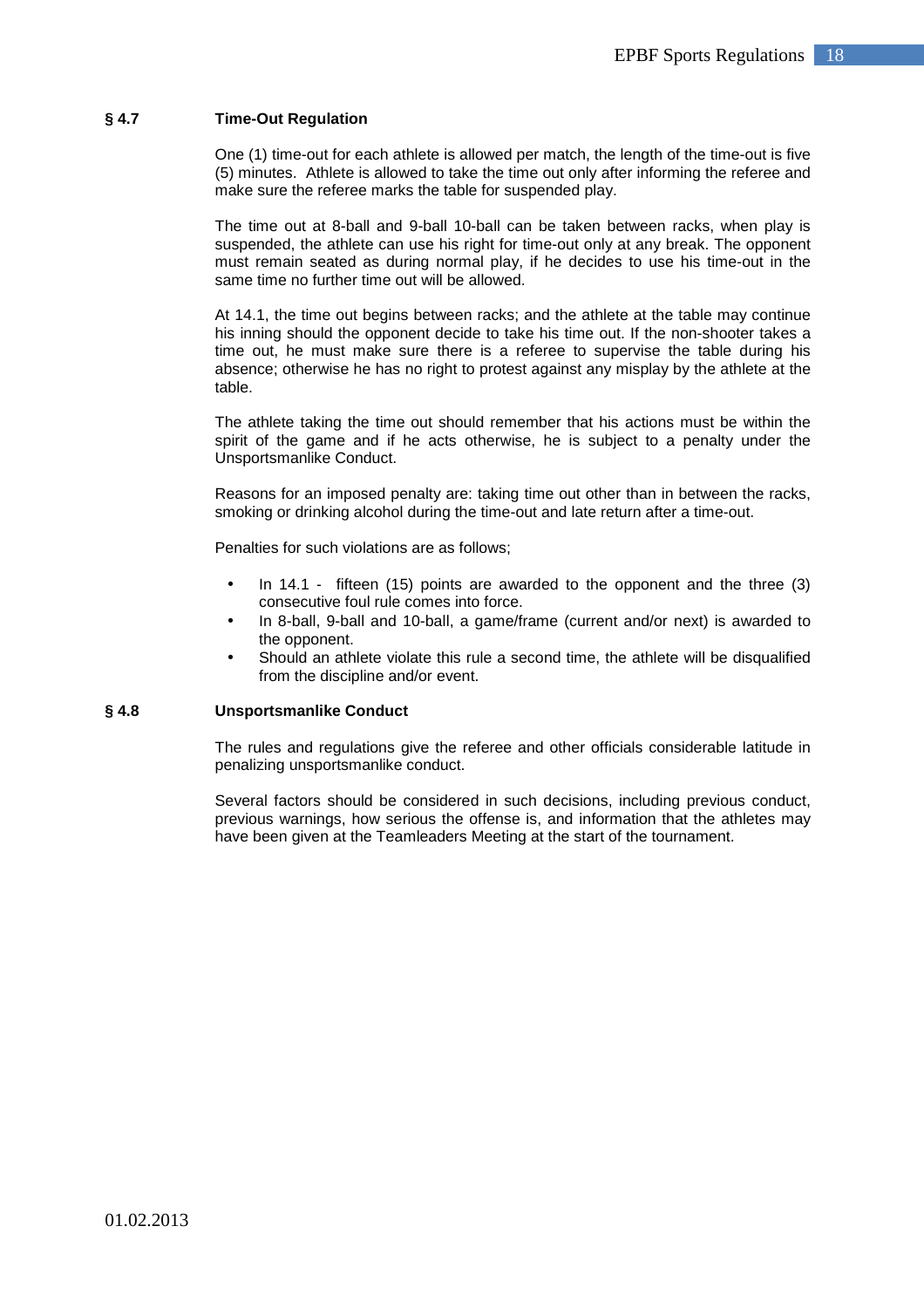### § 4.7 Time-Out Regulation

One (1) time-out for each athlete is allowed per match, the length of the time-out is five (5) minutes. Athlete is allowed to take the time out only after informing the referee and make sure the referee marks the table for suspended play.

The time out at 8-ball and 9-ball 10-ball can be taken between racks, when play is suspended, the athlete can use his right for time-out only at any break. The opponent must remain seated as during normal play, if he decides to use his time-out in the same time no further time out will be allowed.

At 14.1, the time out begins between racks; and the athlete at the table may continue his inning should the opponent decide to take his time out. If the non-shooter takes a time out, he must make sure there is a referee to supervise the table during his absence; otherwise he has no right to protest against any misplay by the athlete at the table.

The athlete taking the time out should remember that his actions must be within the spirit of the game and if he acts otherwise, he is subject to a penalty under the Unsportsmanlike Conduct.

Reasons for an imposed penalty are: taking time out other than in between the racks, smoking or drinking alcohol during the time-out and late return after a time-out.

Penalties for such violations are as follows;

- In 14.1 - fifteen (15) points are awarded to the opponent and the three (3) consecutive foul rule comes into force.
- In 8-ball, 9-ball and 10-ball, a game/frame (current and/or next) is awarded to the opponent.
- Should an athlete violate this rule a second time, the athlete will be disqualified from the discipline and/or event.

### § 4.8 Unsportsmanlike Conduct

The rules and regulations give the referee and other officials considerable latitude in penalizing unsportsmanlike conduct.

Several factors should be considered in such decisions, including previous conduct, previous warnings, how serious the offense is, and information that the athletes may have been given at the Teamleaders Meeting at the start of the tournament.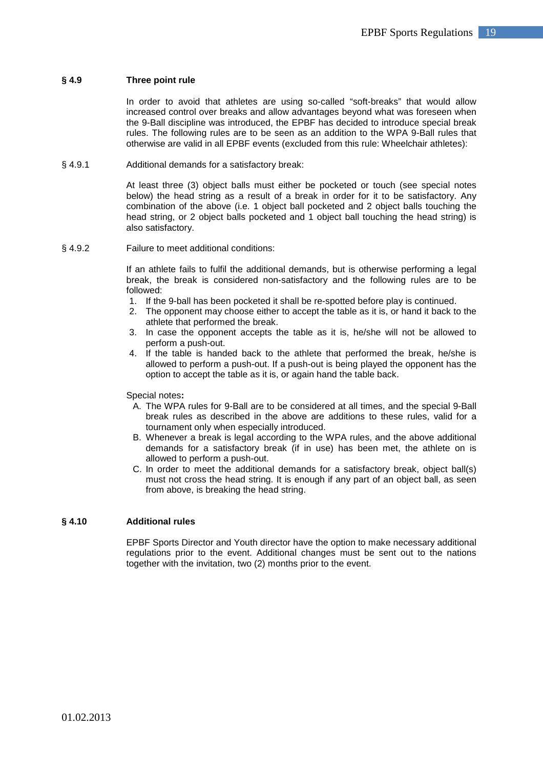### § 4.9 Three point rule

In order to avoid that athletes are using so-called “soft-breaks” that would allow increased control over breaks and allow advantages beyond what was foreseen when the 9-Ball discipline was introduced, the EPBF has decided to introduce special break rules. The following rules are to be seen as an addition to the WPA 9-Ball rules that otherwise are valid in all EPBF events (excluded from this rule: Wheelchair athletes):

§ 4.9.1 Additional demands for a satisfactory break:

At least three (3) object balls must either be pocketed or touch (see special notes below) the head string as a result of a break in order for it to be satisfactory. Any combination of the above (i.e. 1 object ball pocketed and 2 object balls touching the head string, or 2 object balls pocketed and 1 object ball touching the head string) is also satisfactory.

§ 4.9.2 Failure to meet additional conditions:

If an athlete fails to fulfil the additional demands, but is otherwise performing a legal break, the break is considered non-satisfactory and the following rules are to be followed:

1. If the 9-ball has been pocketed it shall be re-spotted before play is continued.
2. The opponent may choose either to accept the table as it is, or hand it back to the athlete that performed the break.
3. In case the opponent accepts the table as it is, he/she will not be allowed to perform a push-out.
4. If the table is handed back to the athlete that performed the break, he/she is allowed to perform a push-out. If a push-out is being played the opponent has the option to accept the table as it is, or again hand the table back.

Special notes**:**

A. The WPA rules for 9-Ball are to be considered at all times, and the special 9-Ball break rules as described in the above are additions to these rules, valid for a tournament only when especially introduced.
B. Whenever a break is legal according to the WPA rules, and the above additional demands for a satisfactory break (if in use) has been met, the athlete on is allowed to perform a push-out.
C. In order to meet the additional demands for a satisfactory break, object ball(s) must not cross the head string. It is enough if any part of an object ball, as seen from above, is breaking the head string.

### § 4.10 Additional rules

EPBF Sports Director and Youth director have the option to make necessary additional regulations prior to the event. Additional changes must be sent out to the nations together with the invitation, two (2) months prior to the event.